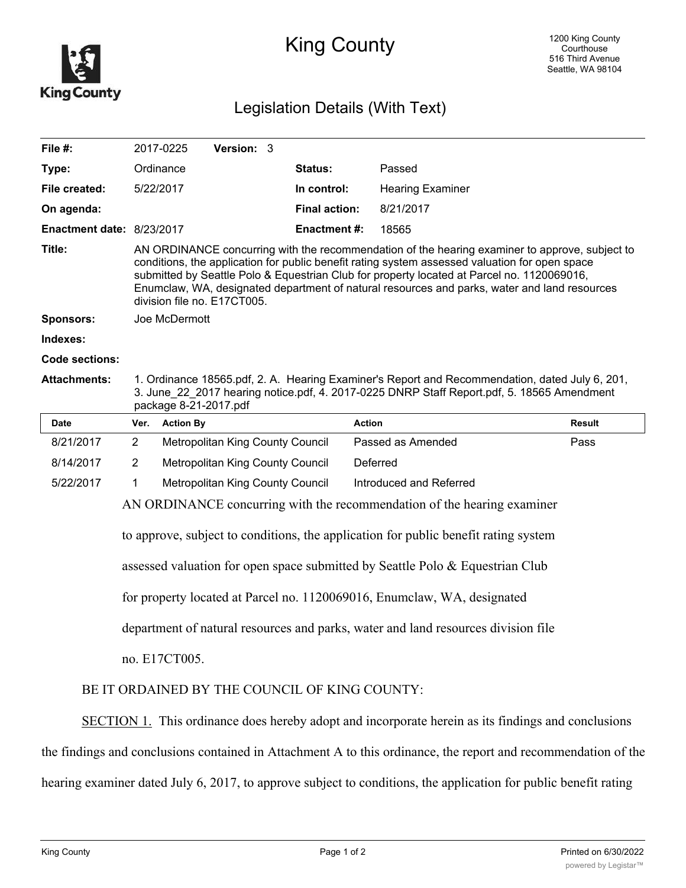# King County

1200 King County Courthouse
516 Third Avenue
Seattle, WA 98104

## Legislation Details (With Text)

| | | | |
|---|---|---|---|
| **File #:** | 2017-0225 **Version:** 3 | | |
| **Type:** | Ordinance | **Status:** | Passed |
| **File created:** | 5/22/2017 | **In control:** | Hearing Examiner |
| **On agenda:** | | **Final action:** | 8/21/2017 |
| **Enactment date:** | 8/23/2017 | **Enactment #:** | 18565 |

**Title:** AN ORDINANCE concurring with the recommendation of the hearing examiner to approve, subject to conditions, the application for public benefit rating system assessed valuation for open space submitted by Seattle Polo & Equestrian Club for property located at Parcel no. 1120069016, Enumclaw, WA, designated department of natural resources and parks, water and land resources division file no. E17CT005.

**Sponsors:** Joe McDermott

**Indexes:**

**Code sections:**

**Attachments:** 1. Ordinance 18565.pdf, 2. A. Hearing Examiner's Report and Recommendation, dated July 6, 201, 3. June_22_2017 hearing notice.pdf, 4. 2017-0225 DNRP Staff Report.pdf, 5. 18565 Amendment package 8-21-2017.pdf

| Date | Ver. | Action By | Action | Result |
|---|---|---|---|---|
| 8/21/2017 | 2 | Metropolitan King County Council | Passed as Amended | Pass |
| 8/14/2017 | 2 | Metropolitan King County Council | Deferred | |
| 5/22/2017 | 1 | Metropolitan King County Council | Introduced and Referred | |

AN ORDINANCE concurring with the recommendation of the hearing examiner to approve, subject to conditions, the application for public benefit rating system assessed valuation for open space submitted by Seattle Polo & Equestrian Club for property located at Parcel no. 1120069016, Enumclaw, WA, designated department of natural resources and parks, water and land resources division file no. E17CT005.

BE IT ORDAINED BY THE COUNCIL OF KING COUNTY:

SECTION 1. This ordinance does hereby adopt and incorporate herein as its findings and conclusions the findings and conclusions contained in Attachment A to this ordinance, the report and recommendation of the hearing examiner dated July 6, 2017, to approve subject to conditions, the application for public benefit rating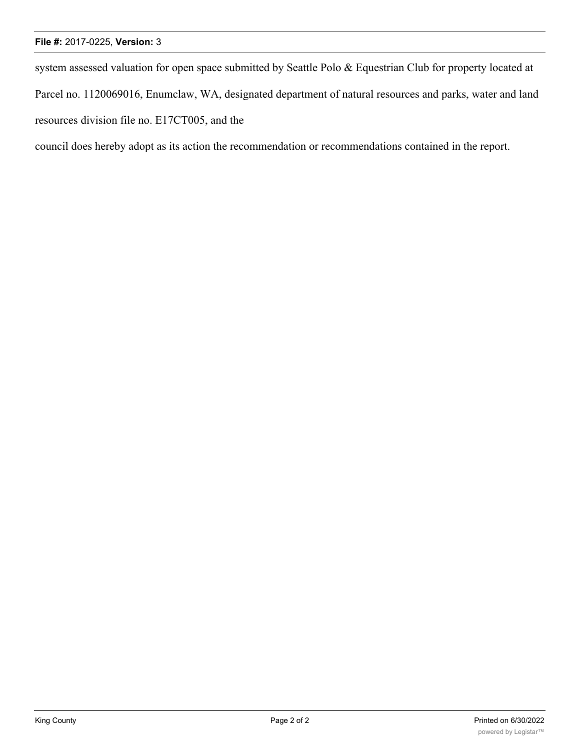system assessed valuation for open space submitted by Seattle Polo & Equestrian Club for property located at Parcel no. 1120069016, Enumclaw, WA, designated department of natural resources and parks, water and land resources division file no. E17CT005, and the

council does hereby adopt as its action the recommendation or recommendations contained in the report.